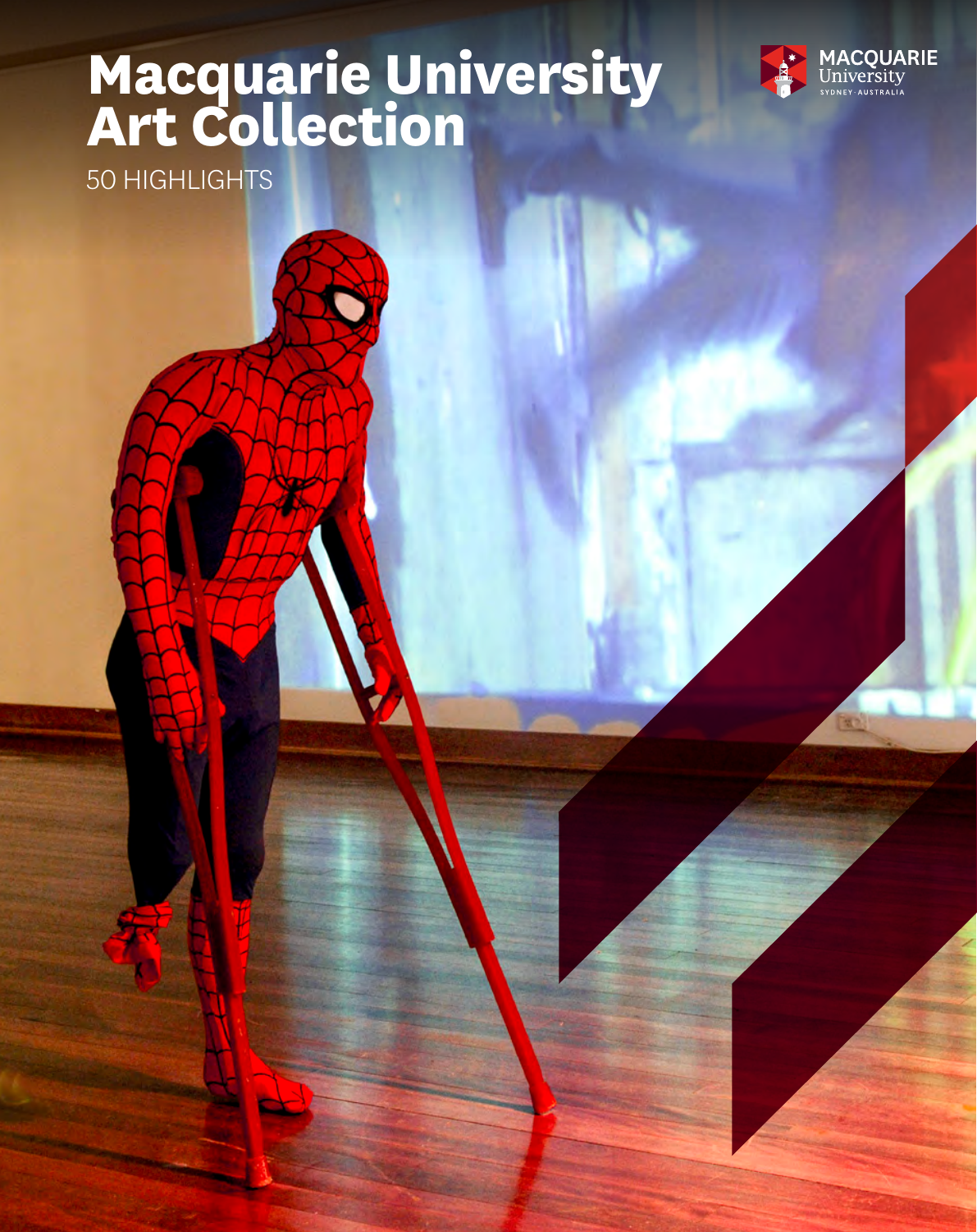# Macquarie University Art Collection

50 HIGHLIGHTS

MACQUARIE University SYDNEY · AUSTRALIA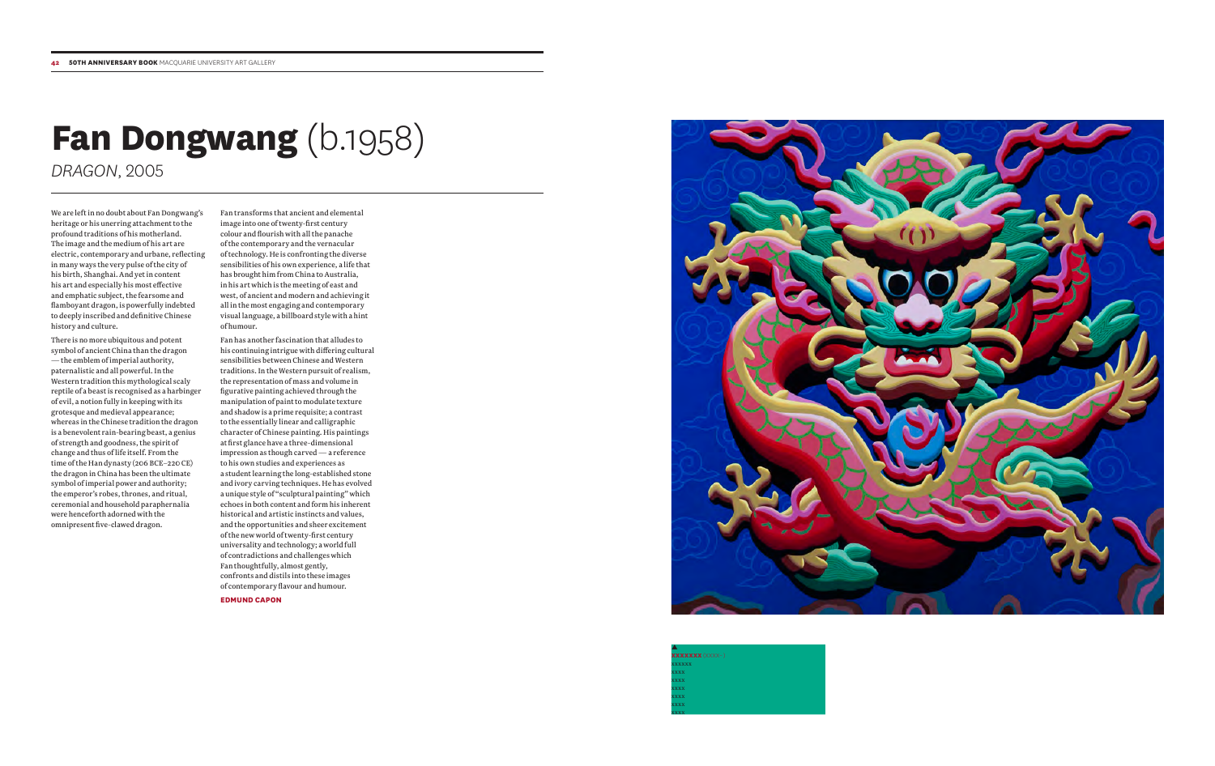# **Fan Dongwang** (b.1958)

*DRAGON*, 2005

We are left in no doubt about Fan Dongwang's heritage or his unerring attachment to the profound traditions of his motherland. The image and the medium of his art are electric, contemporary and urbane, reflecting in many ways the very pulse of the city of his birth, Shanghai. And yet in content his art and especially his most effective and emphatic subject, the fearsome and flamboyant dragon, is powerfully indebted to deeply inscribed and definitive Chinese history and culture.

There is no more ubiquitous and potent symbol of ancient China than the dragon — the emblem of imperial authority, paternalistic and all powerful. In the Western tradition this mythological scaly reptile of a beast is recognised as a harbinger of evil, a notion fully in keeping with its grotesque and medieval appearance; whereas in the Chinese tradition the dragon is a benevolent rain-bearing beast, a genius of strength and goodness, the spirit of change and thus of life itself. From the time of the Han dynasty (206 BCE–220 CE) the dragon in China has been the ultimate symbol of imperial power and authority; the emperor's robes, thrones, and ritual, ceremonial and household paraphernalia were henceforth adorned with the omnipresent five-clawed dragon.

Fan transforms that ancient and elemental image into one of twenty-first century colour and flourish with all the panache of the contemporary and the vernacular of technology. He is confronting the diverse sensibilities of his own experience, a life that has brought him from China to Australia, in his art which is the meeting of east and west, of ancient and modern and achieving it all in the most engaging and contemporary visual language, a billboard style with a hint of humour.

Fan has another fascination that alludes to his continuing intrigue with differing cultural sensibilities between Chinese and Western traditions. In the Western pursuit of realism, the representation of mass and volume in figurative painting achieved through the manipulation of paint to modulate texture and shadow is a prime requisite; a contrast to the essentially linear and calligraphic character of Chinese painting. His paintings at first glance have a three-dimensional impression as though carved — a reference to his own studies and experiences as a student learning the long-established stone and ivory carving techniques. He has evolved a unique style of "sculptural painting" which echoes in both content and form his inherent historical and artistic instincts and values, and the opportunities and sheer excitement of the new world of twenty-first century universality and technology; a world full of contradictions and challenges which Fan thoughtfully, almost gently, confronts and distils into these images of contemporary flavour and humour.

**EDMUND CAPON**

▲
**xxxxxxx** (xxxx–)
xxxxxx
xxxx
xxxx
xxxx
xxxx
xxxx
xxxx